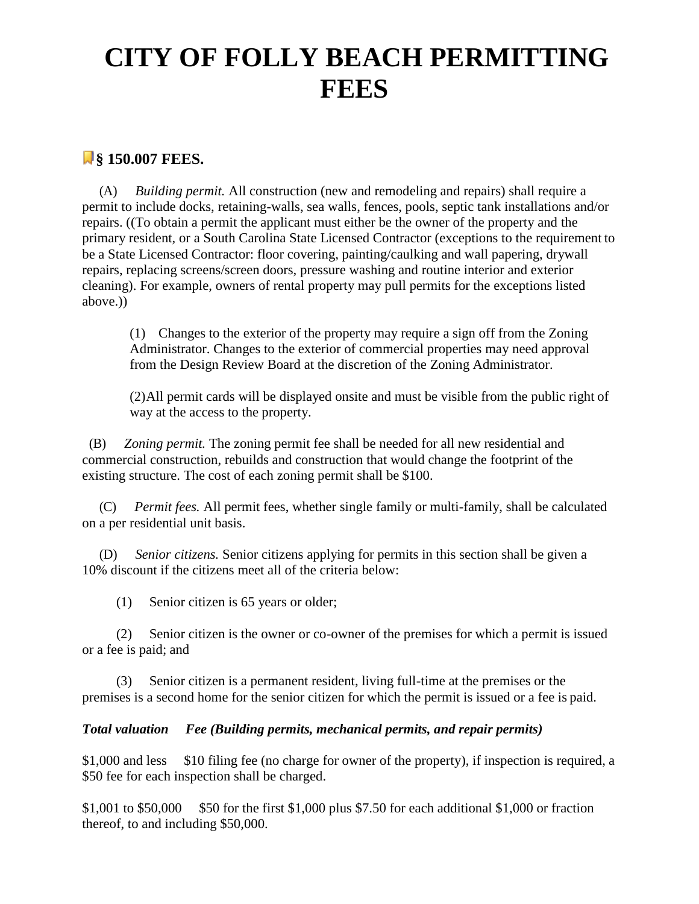# CITY OF FOLLY BEACH PERMITTING FEES

## § 150.007 FEES.

(A) *Building permit.* All construction (new and remodeling and repairs) shall require a permit to include docks, retaining-walls, sea walls, fences, pools, septic tank installations and/or repairs. ((To obtain a permit the applicant must either be the owner of the property and the primary resident, or a South Carolina State Licensed Contractor (exceptions to the requirement to be a State Licensed Contractor: floor covering, painting/caulking and wall papering, drywall repairs, replacing screens/screen doors, pressure washing and routine interior and exterior cleaning). For example, owners of rental property may pull permits for the exceptions listed above.))

> (1) Changes to the exterior of the property may require a sign off from the Zoning Administrator. Changes to the exterior of commercial properties may need approval from the Design Review Board at the discretion of the Zoning Administrator.
>
> (2)All permit cards will be displayed onsite and must be visible from the public right of way at the access to the property.

(B) *Zoning permit.* The zoning permit fee shall be needed for all new residential and commercial construction, rebuilds and construction that would change the footprint of the existing structure. The cost of each zoning permit shall be $100.

(C) *Permit fees.* All permit fees, whether single family or multi-family, shall be calculated on a per residential unit basis.

(D) *Senior citizens.* Senior citizens applying for permits in this section shall be given a 10% discount if the citizens meet all of the criteria below:

(1) Senior citizen is 65 years or older;

(2) Senior citizen is the owner or co-owner of the premises for which a permit is issued or a fee is paid; and

(3) Senior citizen is a permanent resident, living full-time at the premises or the premises is a second home for the senior citizen for which the permit is issued or a fee is paid.

***Total valuation Fee (Building permits, mechanical permits, and repair permits)***

$1,000 and less $10 filing fee (no charge for owner of the property), if inspection is required, a $50 fee for each inspection shall be charged.

$1,001 to $50,000 $50 for the first $1,000 plus $7.50 for each additional $1,000 or fraction thereof, to and including $50,000.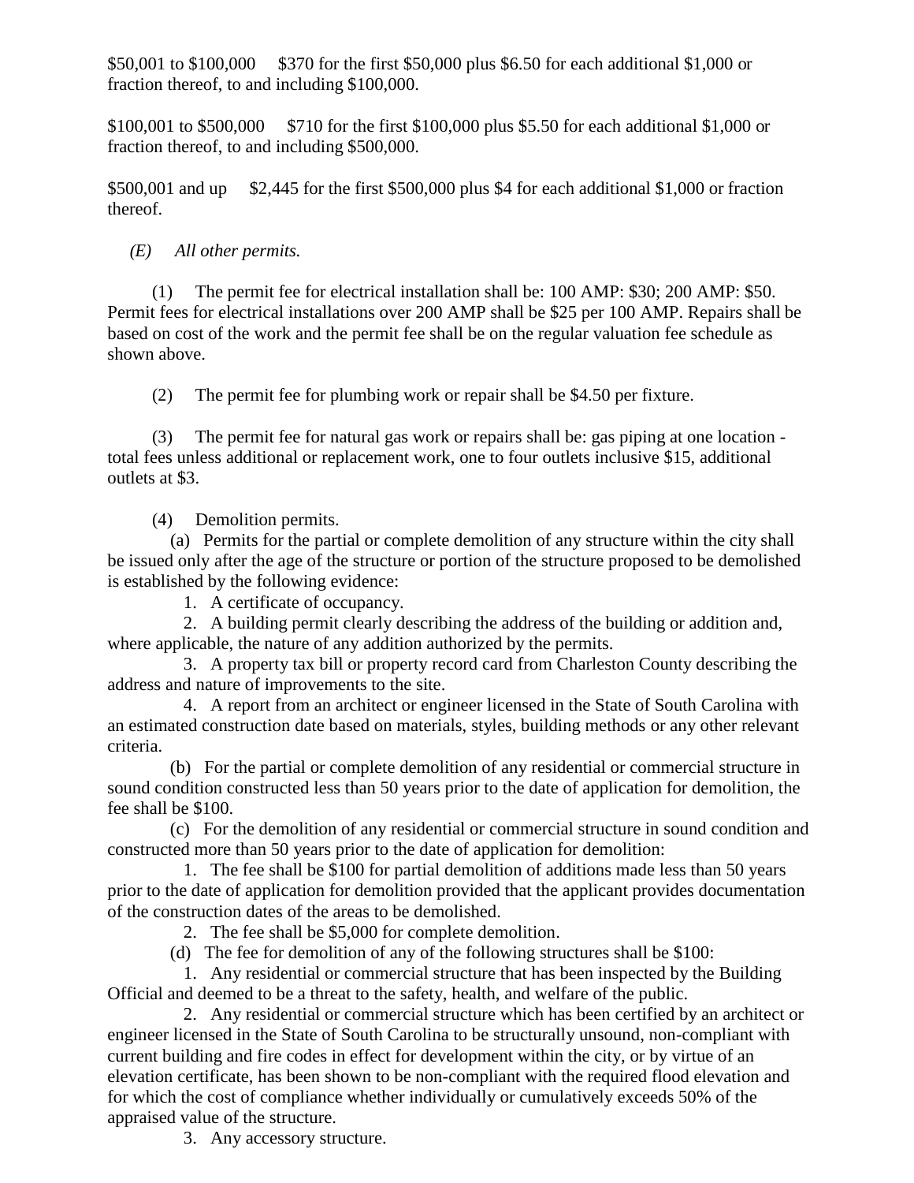$50,001 to $100,000     $370 for the first $50,000 plus $6.50 for each additional $1,000 or fraction thereof, to and including $100,000.

$100,001 to $500,000     $710 for the first $100,000 plus $5.50 for each additional $1,000 or fraction thereof, to and including $500,000.

$500,001 and up     $2,445 for the first $500,000 plus $4 for each additional $1,000 or fraction thereof.

*(E) All other permits.*

(1) The permit fee for electrical installation shall be: 100 AMP: $30; 200 AMP: $50. Permit fees for electrical installations over 200 AMP shall be $25 per 100 AMP. Repairs shall be based on cost of the work and the permit fee shall be on the regular valuation fee schedule as shown above.

(2) The permit fee for plumbing work or repair shall be $4.50 per fixture.

(3) The permit fee for natural gas work or repairs shall be: gas piping at one location - total fees unless additional or replacement work, one to four outlets inclusive $15, additional outlets at $3.

(4) Demolition permits.

(a) Permits for the partial or complete demolition of any structure within the city shall be issued only after the age of the structure or portion of the structure proposed to be demolished is established by the following evidence:

1. A certificate of occupancy.

2. A building permit clearly describing the address of the building or addition and, where applicable, the nature of any addition authorized by the permits.

3. A property tax bill or property record card from Charleston County describing the address and nature of improvements to the site.

4. A report from an architect or engineer licensed in the State of South Carolina with an estimated construction date based on materials, styles, building methods or any other relevant criteria.

(b) For the partial or complete demolition of any residential or commercial structure in sound condition constructed less than 50 years prior to the date of application for demolition, the fee shall be $100.

(c) For the demolition of any residential or commercial structure in sound condition and constructed more than 50 years prior to the date of application for demolition:

1. The fee shall be $100 for partial demolition of additions made less than 50 years prior to the date of application for demolition provided that the applicant provides documentation of the construction dates of the areas to be demolished.

2. The fee shall be $5,000 for complete demolition.

(d) The fee for demolition of any of the following structures shall be $100:

1. Any residential or commercial structure that has been inspected by the Building Official and deemed to be a threat to the safety, health, and welfare of the public.

2. Any residential or commercial structure which has been certified by an architect or engineer licensed in the State of South Carolina to be structurally unsound, non-compliant with current building and fire codes in effect for development within the city, or by virtue of an elevation certificate, has been shown to be non-compliant with the required flood elevation and for which the cost of compliance whether individually or cumulatively exceeds 50% of the appraised value of the structure.

3. Any accessory structure.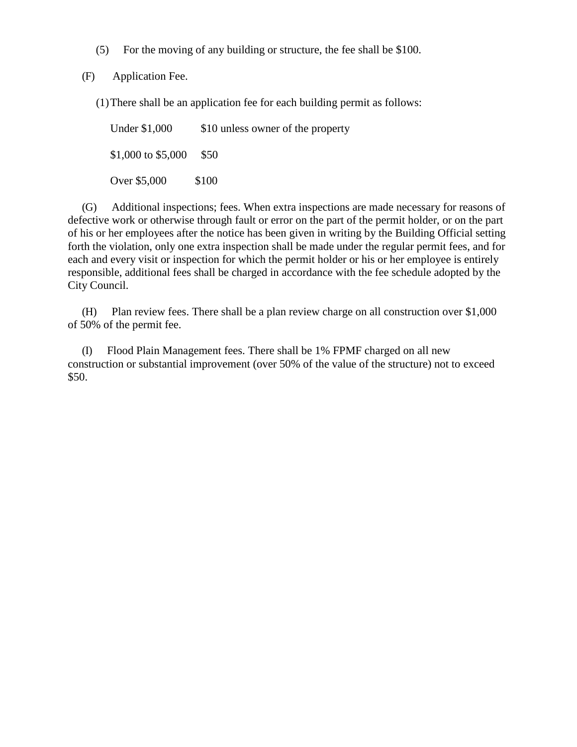(5) For the moving of any building or structure, the fee shall be $100.

(F) Application Fee.

(1) There shall be an application fee for each building permit as follows:

| | |
|---|---|
| Under $1,000 | $10 unless owner of the property |
| $1,000 to $5,000 | $50 |
| Over $5,000 | $100 |

(G) Additional inspections; fees. When extra inspections are made necessary for reasons of defective work or otherwise through fault or error on the part of the permit holder, or on the part of his or her employees after the notice has been given in writing by the Building Official setting forth the violation, only one extra inspection shall be made under the regular permit fees, and for each and every visit or inspection for which the permit holder or his or her employee is entirely responsible, additional fees shall be charged in accordance with the fee schedule adopted by the City Council.

(H) Plan review fees. There shall be a plan review charge on all construction over $1,000 of 50% of the permit fee.

(I) Flood Plain Management fees. There shall be 1% FPMF charged on all new construction or substantial improvement (over 50% of the value of the structure) not to exceed $50.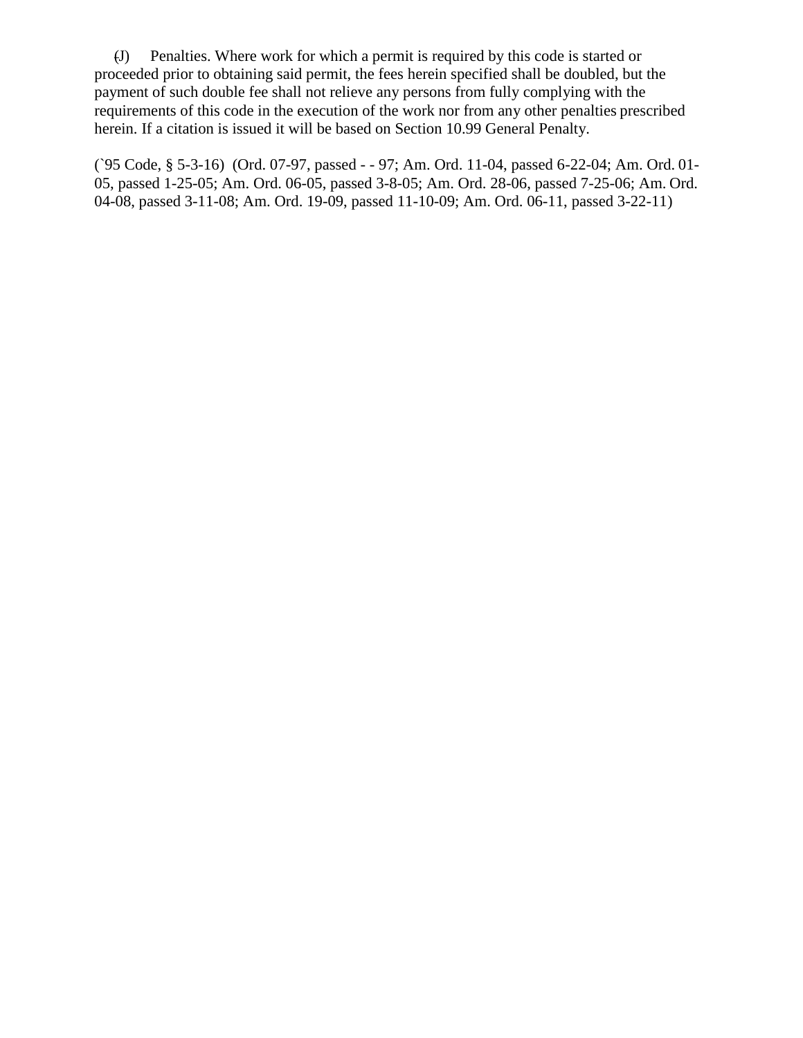(J) Penalties. Where work for which a permit is required by this code is started or proceeded prior to obtaining said permit, the fees herein specified shall be doubled, but the payment of such double fee shall not relieve any persons from fully complying with the requirements of this code in the execution of the work nor from any other penalties prescribed herein. If a citation is issued it will be based on Section 10.99 General Penalty.

(`95 Code, § 5-3-16) (Ord. 07-97, passed - - 97; Am. Ord. 11-04, passed 6-22-04; Am. Ord. 01-05, passed 1-25-05; Am. Ord. 06-05, passed 3-8-05; Am. Ord. 28-06, passed 7-25-06; Am. Ord. 04-08, passed 3-11-08; Am. Ord. 19-09, passed 11-10-09; Am. Ord. 06-11, passed 3-22-11)